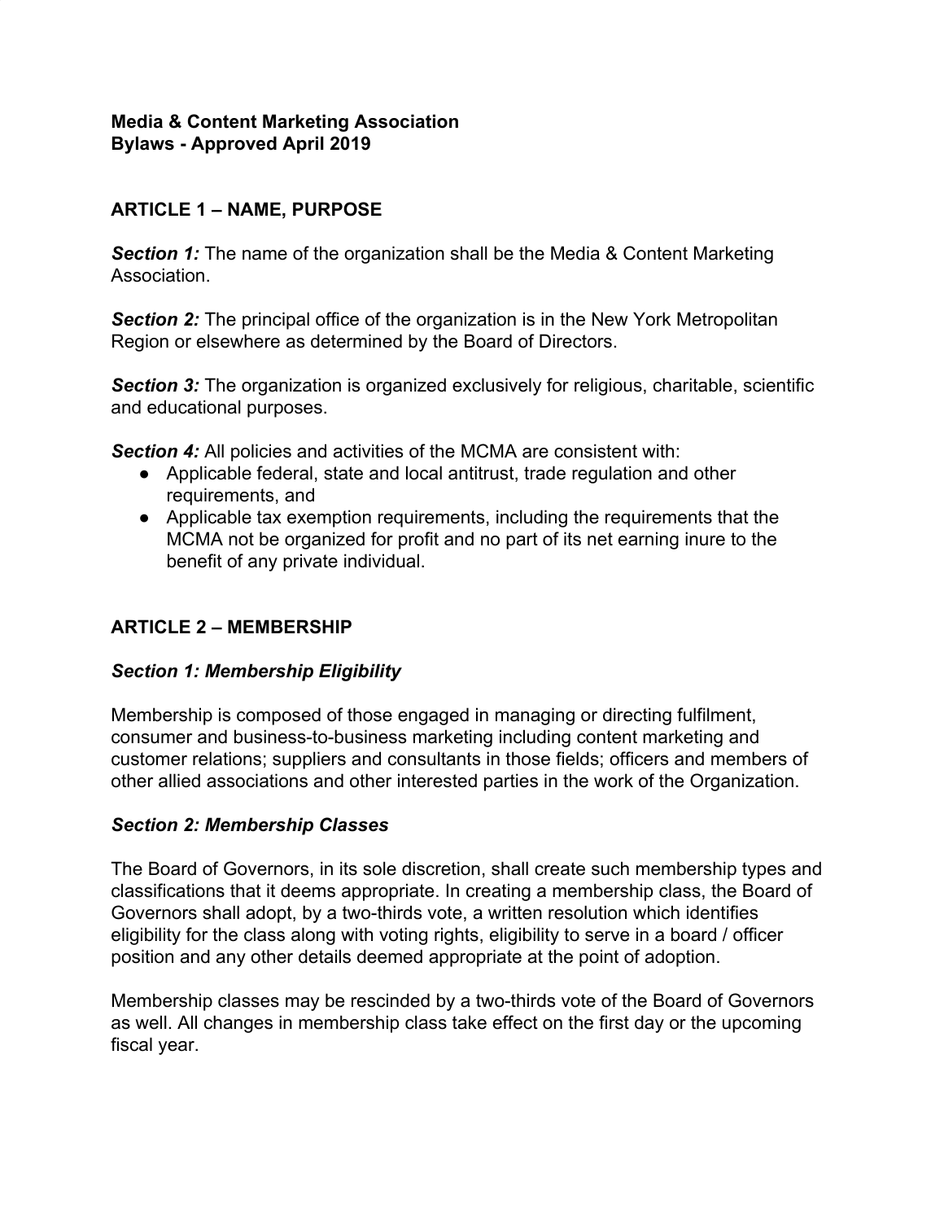**Media & Content Marketing Association**
**Bylaws - Approved April 2019**

## ARTICLE 1 – NAME, PURPOSE

***Section 1:*** The name of the organization shall be the Media & Content Marketing Association.

***Section 2:*** The principal office of the organization is in the New York Metropolitan Region or elsewhere as determined by the Board of Directors.

***Section 3:*** The organization is organized exclusively for religious, charitable, scientific and educational purposes.

***Section 4:*** All policies and activities of the MCMA are consistent with:

- Applicable federal, state and local antitrust, trade regulation and other requirements, and
- Applicable tax exemption requirements, including the requirements that the MCMA not be organized for profit and no part of its net earning inure to the benefit of any private individual.

## ARTICLE 2 – MEMBERSHIP

### *Section 1: Membership Eligibility*

Membership is composed of those engaged in managing or directing fulfilment, consumer and business-to-business marketing including content marketing and customer relations; suppliers and consultants in those fields; officers and members of other allied associations and other interested parties in the work of the Organization.

### *Section 2: Membership Classes*

The Board of Governors, in its sole discretion, shall create such membership types and classifications that it deems appropriate. In creating a membership class, the Board of Governors shall adopt, by a two-thirds vote, a written resolution which identifies eligibility for the class along with voting rights, eligibility to serve in a board / officer position and any other details deemed appropriate at the point of adoption.

Membership classes may be rescinded by a two-thirds vote of the Board of Governors as well. All changes in membership class take effect on the first day or the upcoming fiscal year.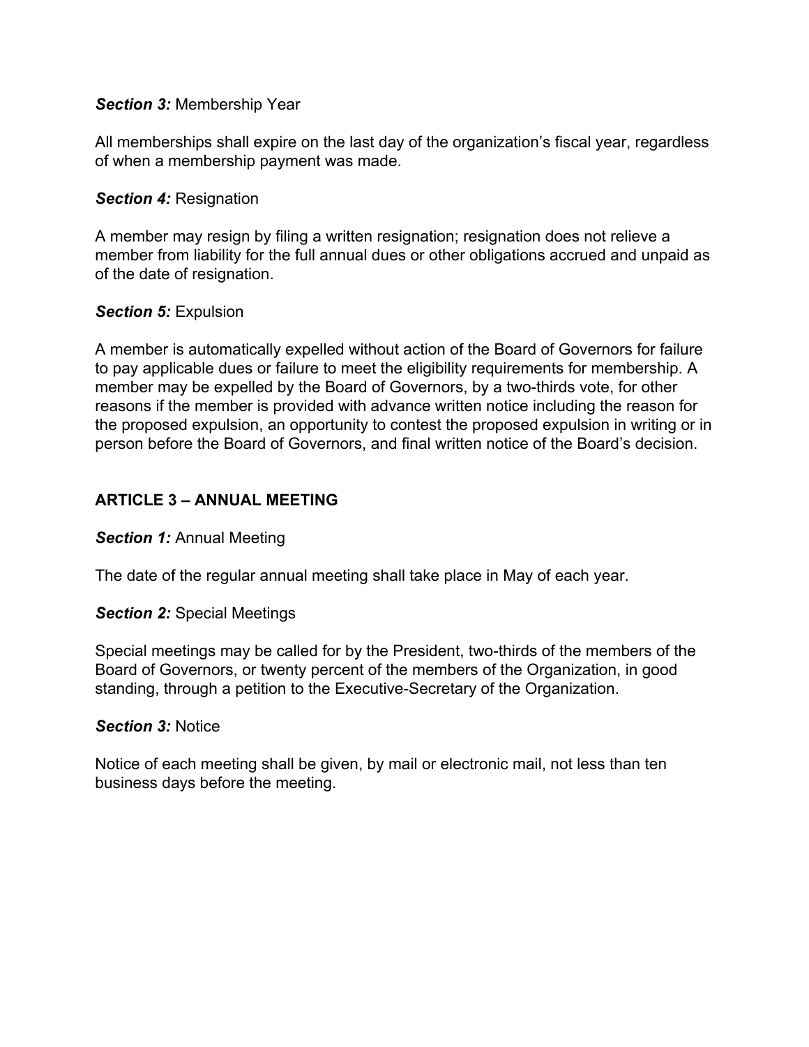***Section 3:*** Membership Year

All memberships shall expire on the last day of the organization's fiscal year, regardless of when a membership payment was made.

***Section 4:*** Resignation

A member may resign by filing a written resignation; resignation does not relieve a member from liability for the full annual dues or other obligations accrued and unpaid as of the date of resignation.

***Section 5:*** Expulsion

A member is automatically expelled without action of the Board of Governors for failure to pay applicable dues or failure to meet the eligibility requirements for membership. A member may be expelled by the Board of Governors, by a two-thirds vote, for other reasons if the member is provided with advance written notice including the reason for the proposed expulsion, an opportunity to contest the proposed expulsion in writing or in person before the Board of Governors, and final written notice of the Board's decision.

## ARTICLE 3 – ANNUAL MEETING

***Section 1:*** Annual Meeting

The date of the regular annual meeting shall take place in May of each year.

***Section 2:*** Special Meetings

Special meetings may be called for by the President, two-thirds of the members of the Board of Governors, or twenty percent of the members of the Organization, in good standing, through a petition to the Executive-Secretary of the Organization.

***Section 3:*** Notice

Notice of each meeting shall be given, by mail or electronic mail, not less than ten business days before the meeting.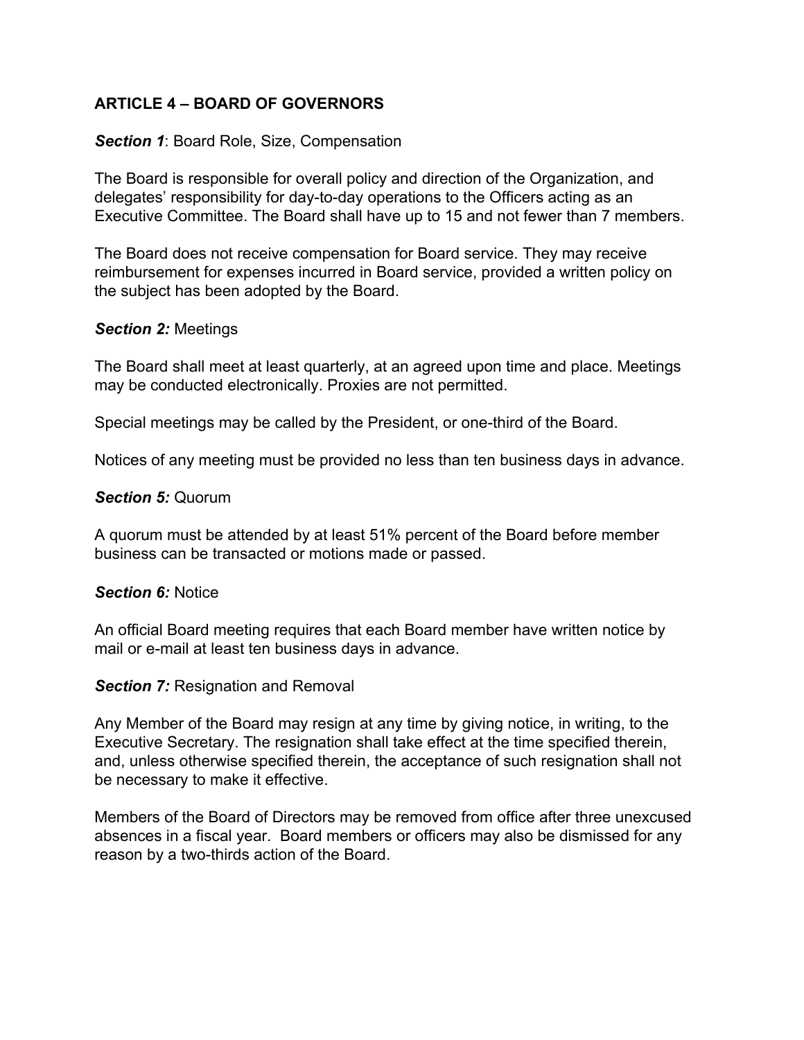## ARTICLE 4 – BOARD OF GOVERNORS

***Section 1***: Board Role, Size, Compensation

The Board is responsible for overall policy and direction of the Organization, and delegates' responsibility for day-to-day operations to the Officers acting as an Executive Committee. The Board shall have up to 15 and not fewer than 7 members.

The Board does not receive compensation for Board service. They may receive reimbursement for expenses incurred in Board service, provided a written policy on the subject has been adopted by the Board.

***Section 2:*** Meetings

The Board shall meet at least quarterly, at an agreed upon time and place. Meetings may be conducted electronically. Proxies are not permitted.

Special meetings may be called by the President, or one-third of the Board.

Notices of any meeting must be provided no less than ten business days in advance.

***Section 5:*** Quorum

A quorum must be attended by at least 51% percent of the Board before member business can be transacted or motions made or passed.

***Section 6:*** Notice

An official Board meeting requires that each Board member have written notice by mail or e-mail at least ten business days in advance.

***Section 7:*** Resignation and Removal

Any Member of the Board may resign at any time by giving notice, in writing, to the Executive Secretary. The resignation shall take effect at the time specified therein, and, unless otherwise specified therein, the acceptance of such resignation shall not be necessary to make it effective.

Members of the Board of Directors may be removed from office after three unexcused absences in a fiscal year. Board members or officers may also be dismissed for any reason by a two-thirds action of the Board.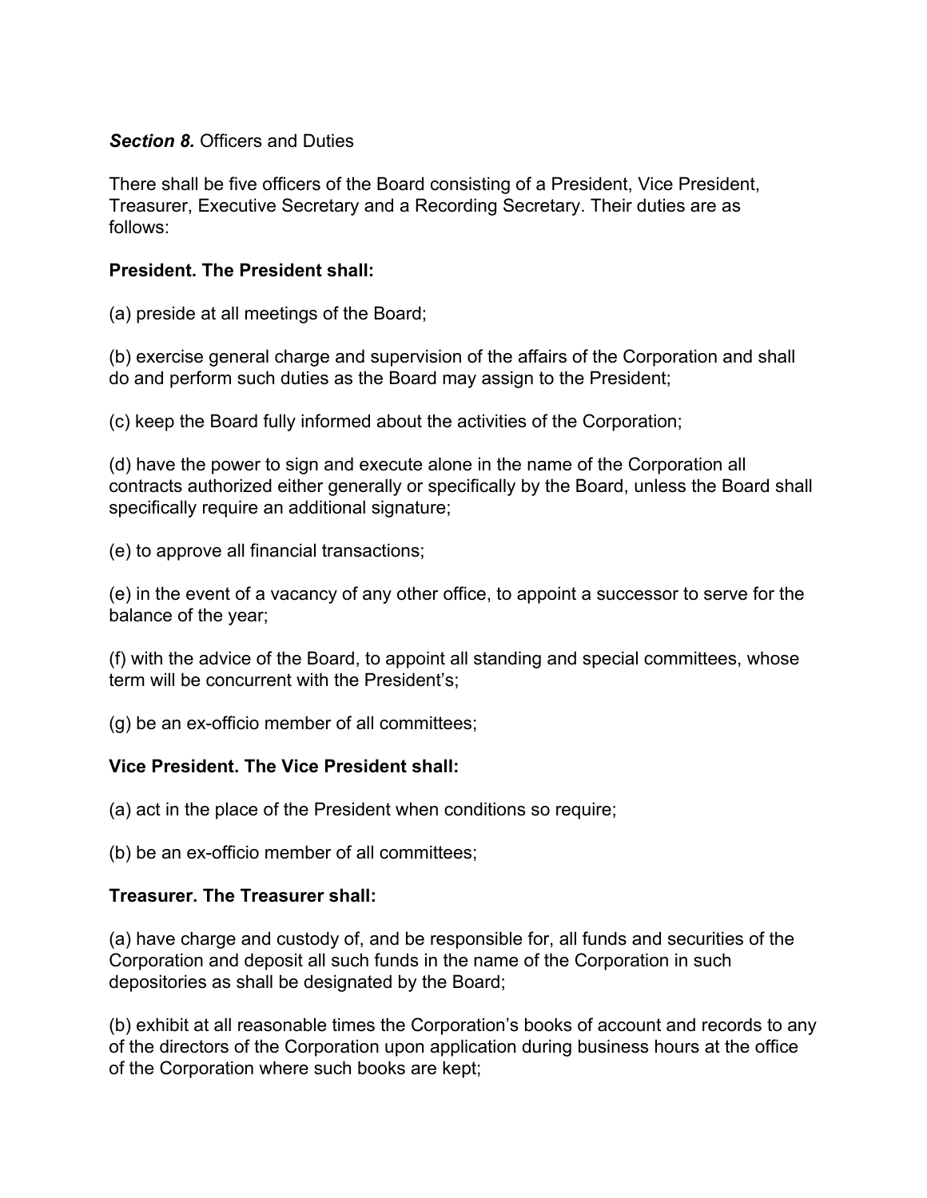***Section 8.*** Officers and Duties

There shall be five officers of the Board consisting of a President, Vice President, Treasurer, Executive Secretary and a Recording Secretary. Their duties are as follows:

**President. The President shall:**

(a) preside at all meetings of the Board;

(b) exercise general charge and supervision of the affairs of the Corporation and shall do and perform such duties as the Board may assign to the President;

(c) keep the Board fully informed about the activities of the Corporation;

(d) have the power to sign and execute alone in the name of the Corporation all contracts authorized either generally or specifically by the Board, unless the Board shall specifically require an additional signature;

(e) to approve all financial transactions;

(e) in the event of a vacancy of any other office, to appoint a successor to serve for the balance of the year;

(f) with the advice of the Board, to appoint all standing and special committees, whose term will be concurrent with the President's;

(g) be an ex-officio member of all committees;

**Vice President. The Vice President shall:**

(a) act in the place of the President when conditions so require;

(b) be an ex-officio member of all committees;

**Treasurer. The Treasurer shall:**

(a) have charge and custody of, and be responsible for, all funds and securities of the Corporation and deposit all such funds in the name of the Corporation in such depositories as shall be designated by the Board;

(b) exhibit at all reasonable times the Corporation's books of account and records to any of the directors of the Corporation upon application during business hours at the office of the Corporation where such books are kept;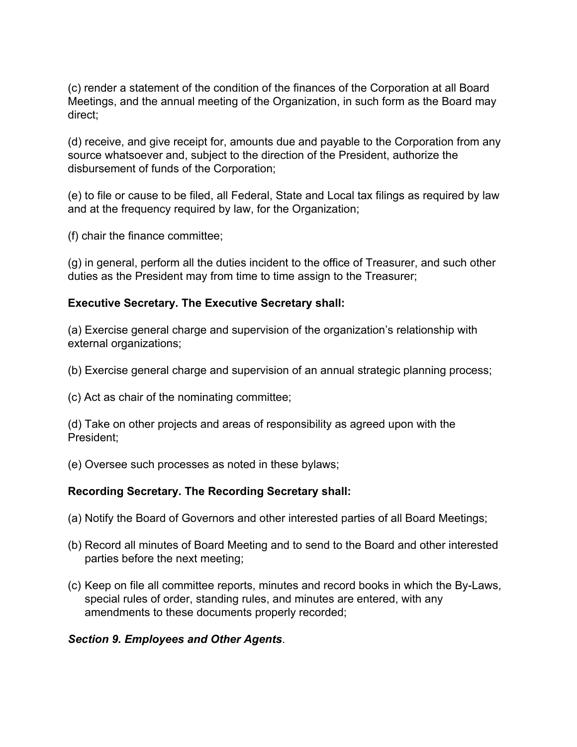(c) render a statement of the condition of the finances of the Corporation at all Board Meetings, and the annual meeting of the Organization, in such form as the Board may direct;

(d) receive, and give receipt for, amounts due and payable to the Corporation from any source whatsoever and, subject to the direction of the President, authorize the disbursement of funds of the Corporation;

(e) to file or cause to be filed, all Federal, State and Local tax filings as required by law and at the frequency required by law, for the Organization;

(f) chair the finance committee;

(g) in general, perform all the duties incident to the office of Treasurer, and such other duties as the President may from time to time assign to the Treasurer;

**Executive Secretary. The Executive Secretary shall:**

(a) Exercise general charge and supervision of the organization's relationship with external organizations;

(b) Exercise general charge and supervision of an annual strategic planning process;

(c) Act as chair of the nominating committee;

(d) Take on other projects and areas of responsibility as agreed upon with the President;

(e) Oversee such processes as noted in these bylaws;

**Recording Secretary. The Recording Secretary shall:**

(a) Notify the Board of Governors and other interested parties of all Board Meetings;

(b) Record all minutes of Board Meeting and to send to the Board and other interested parties before the next meeting;

(c) Keep on file all committee reports, minutes and record books in which the By-Laws, special rules of order, standing rules, and minutes are entered, with any amendments to these documents properly recorded;

***Section 9. Employees and Other Agents***.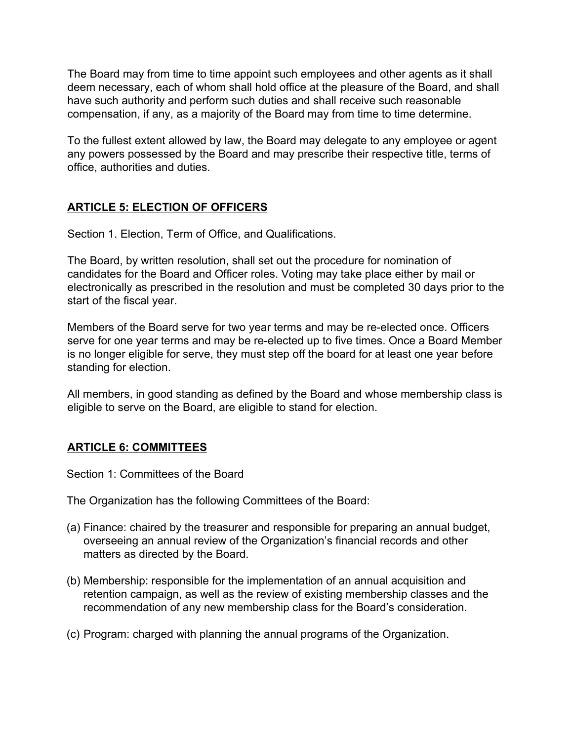The Board may from time to time appoint such employees and other agents as it shall deem necessary, each of whom shall hold office at the pleasure of the Board, and shall have such authority and perform such duties and shall receive such reasonable compensation, if any, as a majority of the Board may from time to time determine.

To the fullest extent allowed by law, the Board may delegate to any employee or agent any powers possessed by the Board and may prescribe their respective title, terms of office, authorities and duties.

## ARTICLE 5: ELECTION OF OFFICERS

Section 1. Election, Term of Office, and Qualifications.

The Board, by written resolution, shall set out the procedure for nomination of candidates for the Board and Officer roles. Voting may take place either by mail or electronically as prescribed in the resolution and must be completed 30 days prior to the start of the fiscal year.

Members of the Board serve for two year terms and may be re-elected once. Officers serve for one year terms and may be re-elected up to five times. Once a Board Member is no longer eligible for serve, they must step off the board for at least one year before standing for election.

All members, in good standing as defined by the Board and whose membership class is eligible to serve on the Board, are eligible to stand for election.

## ARTICLE 6: COMMITTEES

Section 1: Committees of the Board

The Organization has the following Committees of the Board:

(a) Finance: chaired by the treasurer and responsible for preparing an annual budget, overseeing an annual review of the Organization's financial records and other matters as directed by the Board.

(b) Membership: responsible for the implementation of an annual acquisition and retention campaign, as well as the review of existing membership classes and the recommendation of any new membership class for the Board's consideration.

(c) Program: charged with planning the annual programs of the Organization.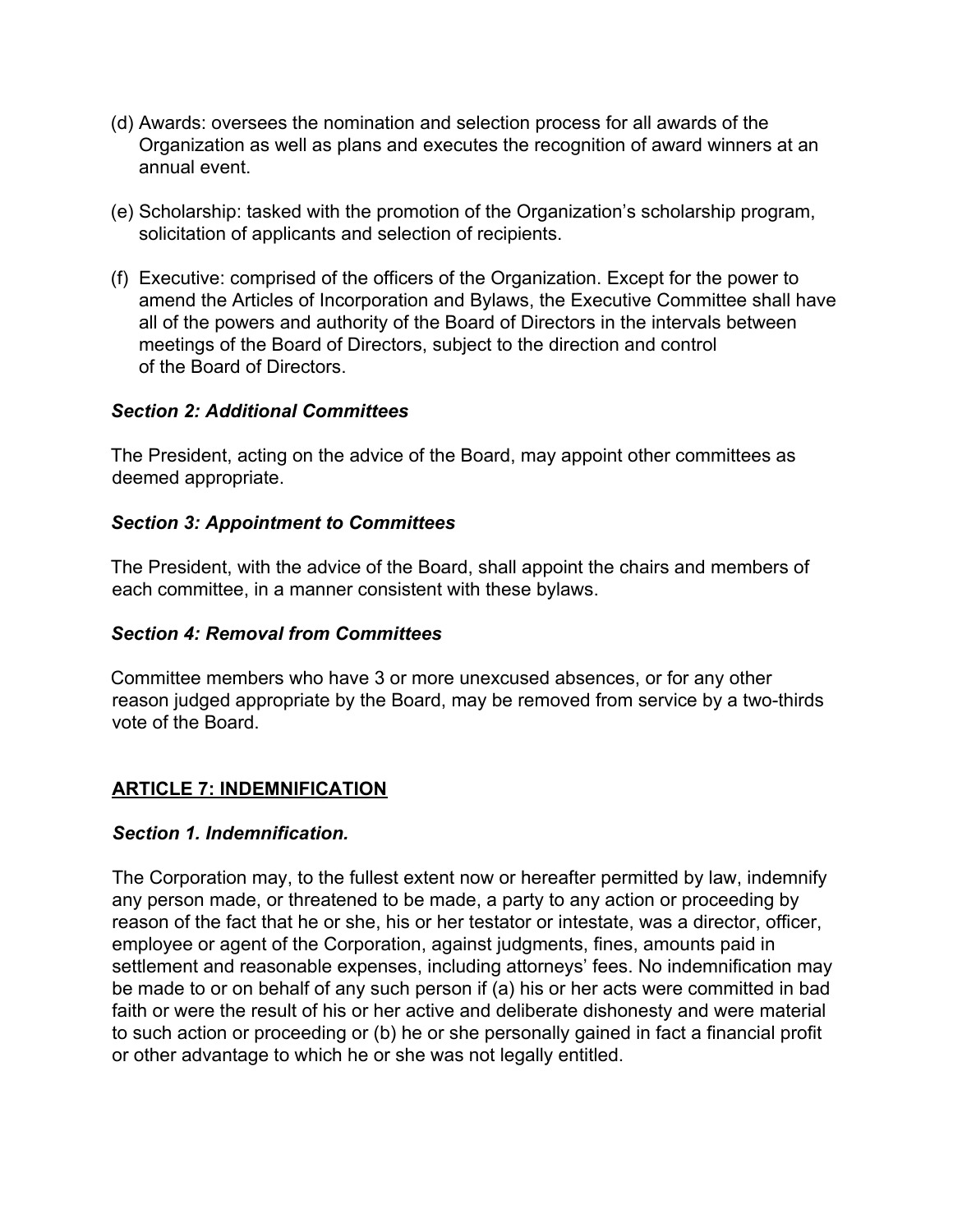(d) Awards: oversees the nomination and selection process for all awards of the Organization as well as plans and executes the recognition of award winners at an annual event.

(e) Scholarship: tasked with the promotion of the Organization's scholarship program, solicitation of applicants and selection of recipients.

(f) Executive: comprised of the officers of the Organization. Except for the power to amend the Articles of Incorporation and Bylaws, the Executive Committee shall have all of the powers and authority of the Board of Directors in the intervals between meetings of the Board of Directors, subject to the direction and control of the Board of Directors.

***Section 2: Additional Committees***

The President, acting on the advice of the Board, may appoint other committees as deemed appropriate.

***Section 3: Appointment to Committees***

The President, with the advice of the Board, shall appoint the chairs and members of each committee, in a manner consistent with these bylaws.

***Section 4: Removal from Committees***

Committee members who have 3 or more unexcused absences, or for any other reason judged appropriate by the Board, may be removed from service by a two-thirds vote of the Board.

## **ARTICLE 7: INDEMNIFICATION**

***Section 1. Indemnification.***

The Corporation may, to the fullest extent now or hereafter permitted by law, indemnify any person made, or threatened to be made, a party to any action or proceeding by reason of the fact that he or she, his or her testator or intestate, was a director, officer, employee or agent of the Corporation, against judgments, fines, amounts paid in settlement and reasonable expenses, including attorneys' fees. No indemnification may be made to or on behalf of any such person if (a) his or her acts were committed in bad faith or were the result of his or her active and deliberate dishonesty and were material to such action or proceeding or (b) he or she personally gained in fact a financial profit or other advantage to which he or she was not legally entitled.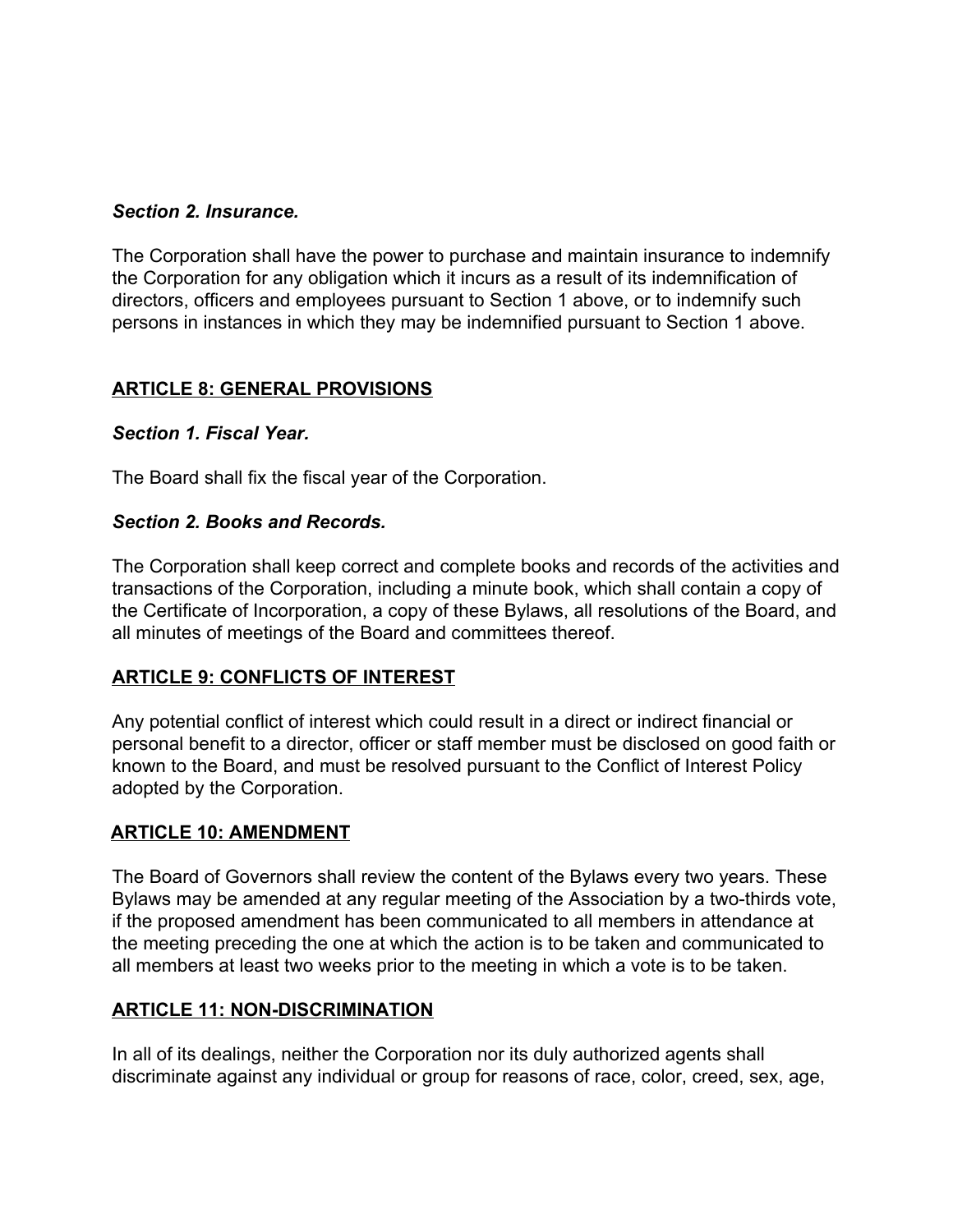***Section 2. Insurance.***

The Corporation shall have the power to purchase and maintain insurance to indemnify the Corporation for any obligation which it incurs as a result of its indemnification of directors, officers and employees pursuant to Section 1 above, or to indemnify such persons in instances in which they may be indemnified pursuant to Section 1 above.

## **ARTICLE 8: GENERAL PROVISIONS**

***Section 1. Fiscal Year.***

The Board shall fix the fiscal year of the Corporation.

***Section 2. Books and Records.***

The Corporation shall keep correct and complete books and records of the activities and transactions of the Corporation, including a minute book, which shall contain a copy of the Certificate of Incorporation, a copy of these Bylaws, all resolutions of the Board, and all minutes of meetings of the Board and committees thereof.

## **ARTICLE 9: CONFLICTS OF INTEREST**

Any potential conflict of interest which could result in a direct or indirect financial or personal benefit to a director, officer or staff member must be disclosed on good faith or known to the Board, and must be resolved pursuant to the Conflict of Interest Policy adopted by the Corporation.

## **ARTICLE 10: AMENDMENT**

The Board of Governors shall review the content of the Bylaws every two years. These Bylaws may be amended at any regular meeting of the Association by a two-thirds vote, if the proposed amendment has been communicated to all members in attendance at the meeting preceding the one at which the action is to be taken and communicated to all members at least two weeks prior to the meeting in which a vote is to be taken.

## **ARTICLE 11: NON-DISCRIMINATION**

In all of its dealings, neither the Corporation nor its duly authorized agents shall discriminate against any individual or group for reasons of race, color, creed, sex, age,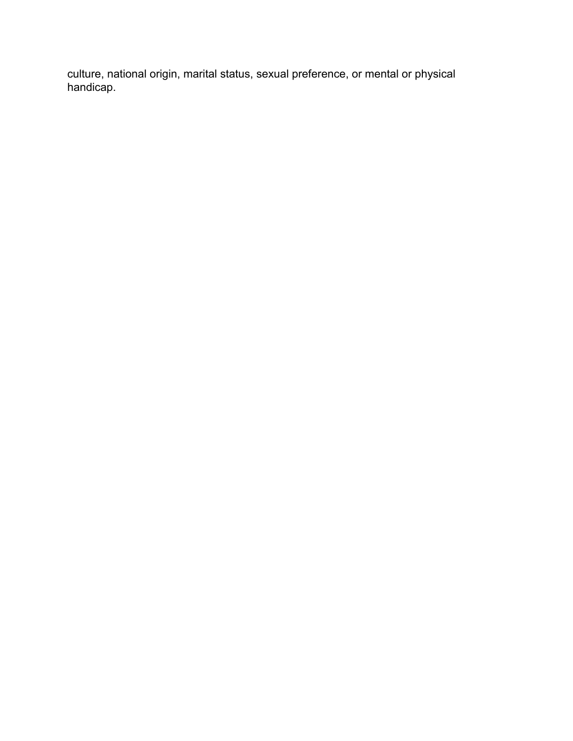culture, national origin, marital status, sexual preference, or mental or physical handicap.